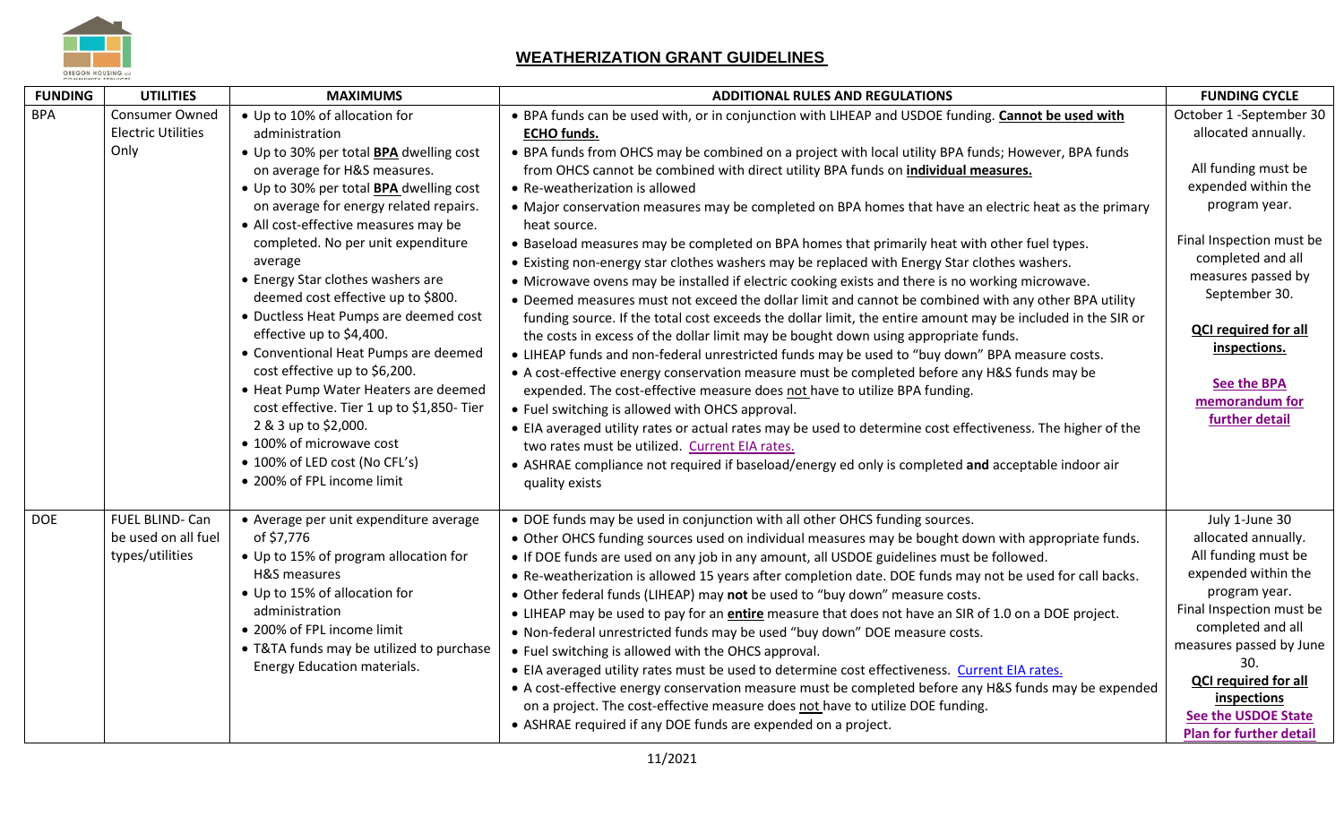# WEATHERIZATION GRANT GUIDELINES

| FUNDING | UTILITIES | MAXIMUMS | ADDITIONAL RULES AND REGULATIONS | FUNDING CYCLE |
|---|---|---|---|---|
| BPA | Consumer Owned Electric Utilities Only | • Up to 10% of allocation for administration<br>• Up to 30% per total **BPA** dwelling cost on average for H&S measures.<br>• Up to 30% per total **BPA** dwelling cost on average for energy related repairs.<br>• All cost-effective measures may be completed. No per unit expenditure average<br>• Energy Star clothes washers are deemed cost effective up to $800.<br>• Ductless Heat Pumps are deemed cost effective up to $4,400.<br>• Conventional Heat Pumps are deemed cost effective up to $6,200.<br>• Heat Pump Water Heaters are deemed cost effective. Tier 1 up to $1,850- Tier 2 & 3 up to $2,000.<br>• 100% of microwave cost<br>• 100% of LED cost (No CFL's)<br>• 200% of FPL income limit | • BPA funds can be used with, or in conjunction with LIHEAP and USDOE funding. **Cannot be used with ECHO funds.**<br>• BPA funds from OHCS may be combined on a project with local utility BPA funds; However, BPA funds from OHCS cannot be combined with direct utility BPA funds on **individual measures.**<br>• Re-weatherization is allowed<br>• Major conservation measures may be completed on BPA homes that have an electric heat as the primary heat source.<br>• Baseload measures may be completed on BPA homes that primarily heat with other fuel types.<br>• Existing non-energy star clothes washers may be replaced with Energy Star clothes washers.<br>• Microwave ovens may be installed if electric cooking exists and there is no working microwave.<br>• Deemed measures must not exceed the dollar limit and cannot be combined with any other BPA utility funding source. If the total cost exceeds the dollar limit, the entire amount may be included in the SIR or the costs in excess of the dollar limit may be bought down using appropriate funds.<br>• LIHEAP funds and non-federal unrestricted funds may be used to "buy down" BPA measure costs.<br>• A cost-effective energy conservation measure must be completed before any H&S funds may be expended. The cost-effective measure does not have to utilize BPA funding.<br>• Fuel switching is allowed with OHCS approval.<br>• EIA averaged utility rates or actual rates may be used to determine cost effectiveness. The higher of the two rates must be utilized. Current EIA rates.<br>• ASHRAE compliance not required if baseload/energy ed only is completed **and** acceptable indoor air quality exists | October 1 -September 30 allocated annually.<br><br>All funding must be expended within the program year.<br><br>Final Inspection must be completed and all measures passed by September 30.<br><br>**QCI required for all inspections.**<br><br>**See the BPA memorandum for further detail** |
| DOE | FUEL BLIND- Can be used on all fuel types/utilities | • Average per unit expenditure average of $7,776<br>• Up to 15% of program allocation for H&S measures<br>• Up to 15% of allocation for administration<br>• 200% of FPL income limit<br>• T&TA funds may be utilized to purchase Energy Education materials. | • DOE funds may be used in conjunction with all other OHCS funding sources.<br>• Other OHCS funding sources used on individual measures may be bought down with appropriate funds.<br>• If DOE funds are used on any job in any amount, all USDOE guidelines must be followed.<br>• Re-weatherization is allowed 15 years after completion date. DOE funds may not be used for call backs.<br>• Other federal funds (LIHEAP) may **not** be used to "buy down" measure costs.<br>• LIHEAP may be used to pay for an **entire** measure that does not have an SIR of 1.0 on a DOE project.<br>• Non-federal unrestricted funds may be used "buy down" DOE measure costs.<br>• Fuel switching is allowed with the OHCS approval.<br>• EIA averaged utility rates must be used to determine cost effectiveness. Current EIA rates.<br>• A cost-effective energy conservation measure must be completed before any H&S funds may be expended on a project. The cost-effective measure does not have to utilize DOE funding.<br>• ASHRAE required if any DOE funds are expended on a project. | July 1-June 30 allocated annually.<br>All funding must be expended within the program year.<br>Final Inspection must be completed and all measures passed by June 30.<br>**QCI required for all inspections**<br>**See the USDOE State Plan for further detail** |

11/2021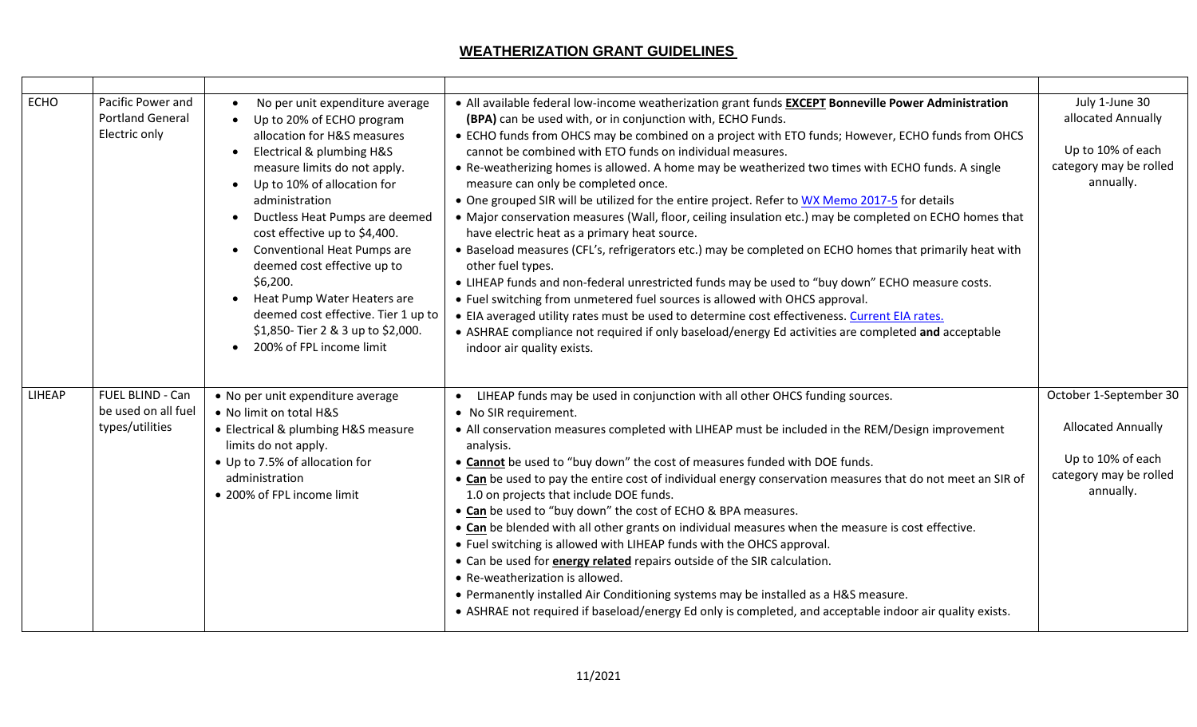# WEATHERIZATION GRANT GUIDELINES

| | | | | |
|---|---|---|---|---|
| ECHO | Pacific Power and Portland General Electric only | • No per unit expenditure average<br>• Up to 20% of ECHO program allocation for H&S measures<br>• Electrical & plumbing H&S measure limits do not apply.<br>• Up to 10% of allocation for administration<br>• Ductless Heat Pumps are deemed cost effective up to $4,400.<br>• Conventional Heat Pumps are deemed cost effective up to $6,200.<br>• Heat Pump Water Heaters are deemed cost effective. Tier 1 up to $1,850- Tier 2 & 3 up to $2,000.<br>• 200% of FPL income limit | • All available federal low-income weatherization grant funds **EXCEPT Bonneville Power Administration (BPA)** can be used with, or in conjunction with, ECHO Funds.<br>• ECHO funds from OHCS may be combined on a project with ETO funds; However, ECHO funds from OHCS cannot be combined with ETO funds on individual measures.<br>• Re-weatherizing homes is allowed. A home may be weatherized two times with ECHO funds. A single measure can only be completed once.<br>• One grouped SIR will be utilized for the entire project. Refer to WX Memo 2017-5 for details<br>• Major conservation measures (Wall, floor, ceiling insulation etc.) may be completed on ECHO homes that have electric heat as a primary heat source.<br>• Baseload measures (CFL's, refrigerators etc.) may be completed on ECHO homes that primarily heat with other fuel types.<br>• LIHEAP funds and non-federal unrestricted funds may be used to "buy down" ECHO measure costs.<br>• Fuel switching from unmetered fuel sources is allowed with OHCS approval.<br>• EIA averaged utility rates must be used to determine cost effectiveness. Current EIA rates.<br>• ASHRAE compliance not required if only baseload/energy Ed activities are completed **and** acceptable indoor air quality exists. | July 1-June 30 allocated Annually<br><br>Up to 10% of each category may be rolled annually. |
| LIHEAP | FUEL BLIND - Can be used on all fuel types/utilities | • No per unit expenditure average<br>• No limit on total H&S<br>• Electrical & plumbing H&S measure limits do not apply.<br>• Up to 7.5% of allocation for administration<br>• 200% of FPL income limit | • LIHEAP funds may be used in conjunction with all other OHCS funding sources.<br>• No SIR requirement.<br>• All conservation measures completed with LIHEAP must be included in the REM/Design improvement analysis.<br>• **Cannot** be used to "buy down" the cost of measures funded with DOE funds.<br>• **Can** be used to pay the entire cost of individual energy conservation measures that do not meet an SIR of 1.0 on projects that include DOE funds.<br>• **Can** be used to "buy down" the cost of ECHO & BPA measures.<br>• **Can** be blended with all other grants on individual measures when the measure is cost effective.<br>• Fuel switching is allowed with LIHEAP funds with the OHCS approval.<br>• Can be used for **energy related** repairs outside of the SIR calculation.<br>• Re-weatherization is allowed.<br>• Permanently installed Air Conditioning systems may be installed as a H&S measure.<br>• ASHRAE not required if baseload/energy Ed only is completed, and acceptable indoor air quality exists. | October 1-September 30<br><br>Allocated Annually<br><br>Up to 10% of each category may be rolled annually. |

11/2021